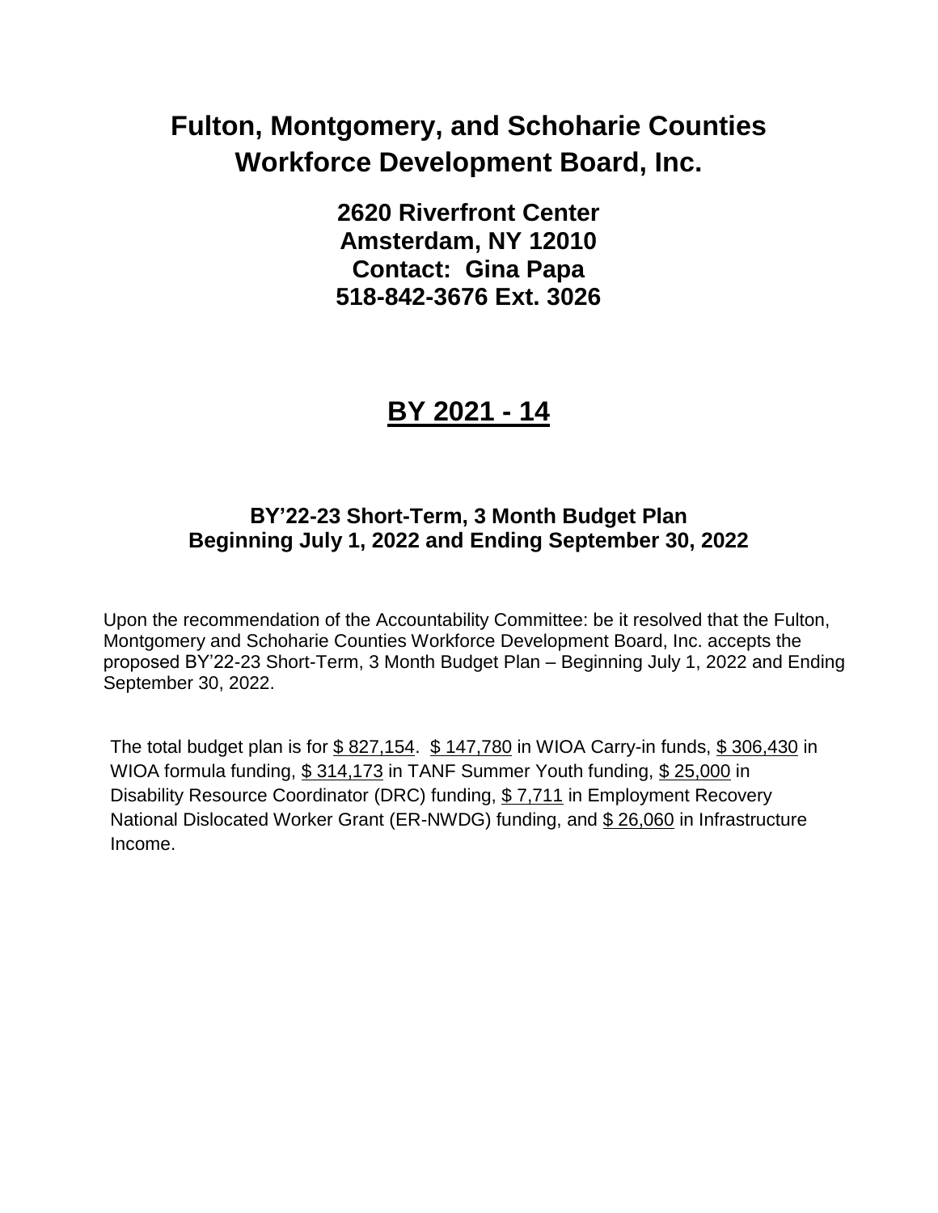# Fulton, Montgomery, and Schoharie Counties Workforce Development Board, Inc.

**2620 Riverfront Center**
**Amsterdam, NY 12010**
**Contact: Gina Papa**
**518-842-3676 Ext. 3026**

## BY 2021 - 14

### BY'22-23 Short-Term, 3 Month Budget Plan Beginning July 1, 2022 and Ending September 30, 2022

Upon the recommendation of the Accountability Committee: be it resolved that the Fulton, Montgomery and Schoharie Counties Workforce Development Board, Inc. accepts the proposed BY'22-23 Short-Term, 3 Month Budget Plan – Beginning July 1, 2022 and Ending September 30, 2022.

The total budget plan is for $ 827,154. $ 147,780 in WIOA Carry-in funds, $ 306,430 in WIOA formula funding, $ 314,173 in TANF Summer Youth funding, $ 25,000 in Disability Resource Coordinator (DRC) funding, $ 7,711 in Employment Recovery National Dislocated Worker Grant (ER-NWDG) funding, and $ 26,060 in Infrastructure Income.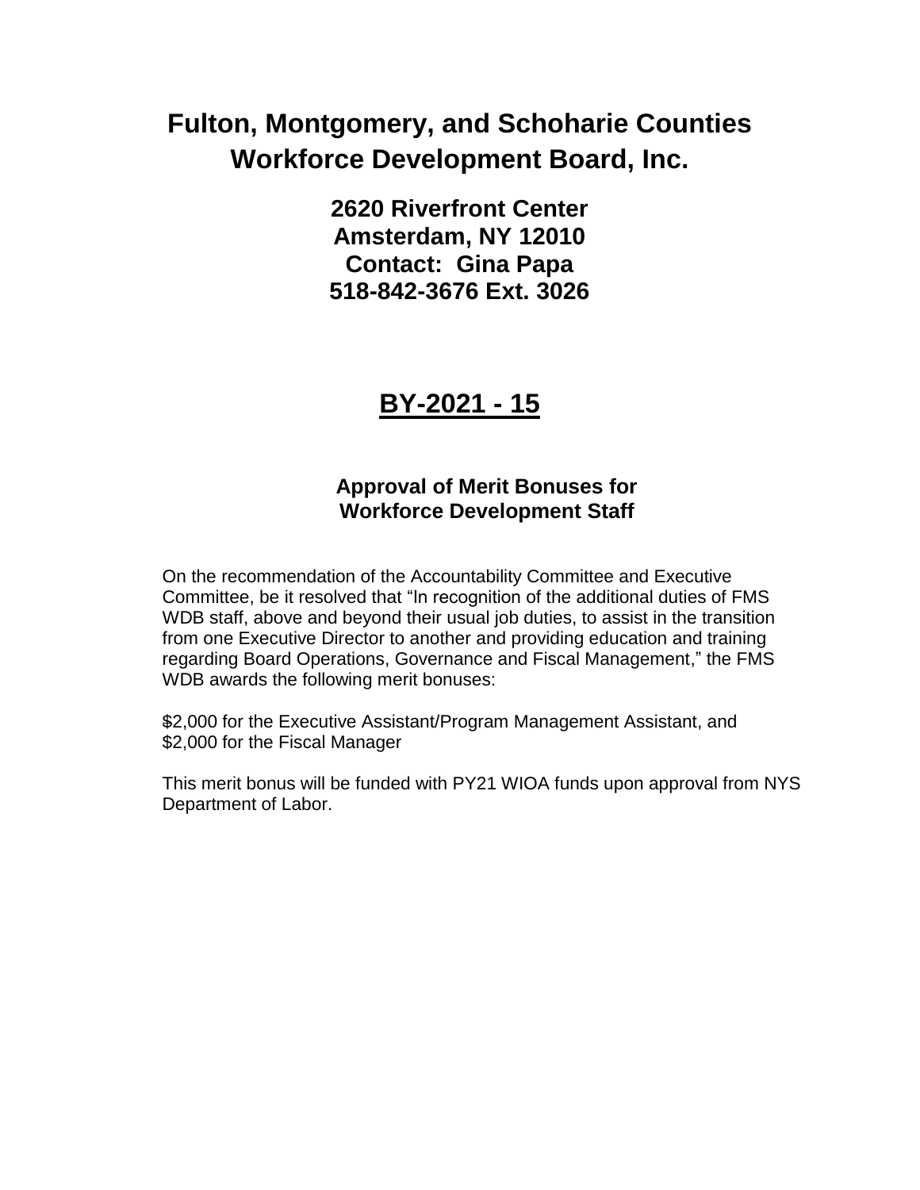# Fulton, Montgomery, and Schoharie Counties Workforce Development Board, Inc.

**2620 Riverfront Center**
**Amsterdam, NY 12010**
**Contact: Gina Papa**
**518-842-3676 Ext. 3026**

## BY-2021 - 15

### Approval of Merit Bonuses for Workforce Development Staff

On the recommendation of the Accountability Committee and Executive Committee, be it resolved that "In recognition of the additional duties of FMS WDB staff, above and beyond their usual job duties, to assist in the transition from one Executive Director to another and providing education and training regarding Board Operations, Governance and Fiscal Management," the FMS WDB awards the following merit bonuses:

$2,000 for the Executive Assistant/Program Management Assistant, and
$2,000 for the Fiscal Manager

This merit bonus will be funded with PY21 WIOA funds upon approval from NYS Department of Labor.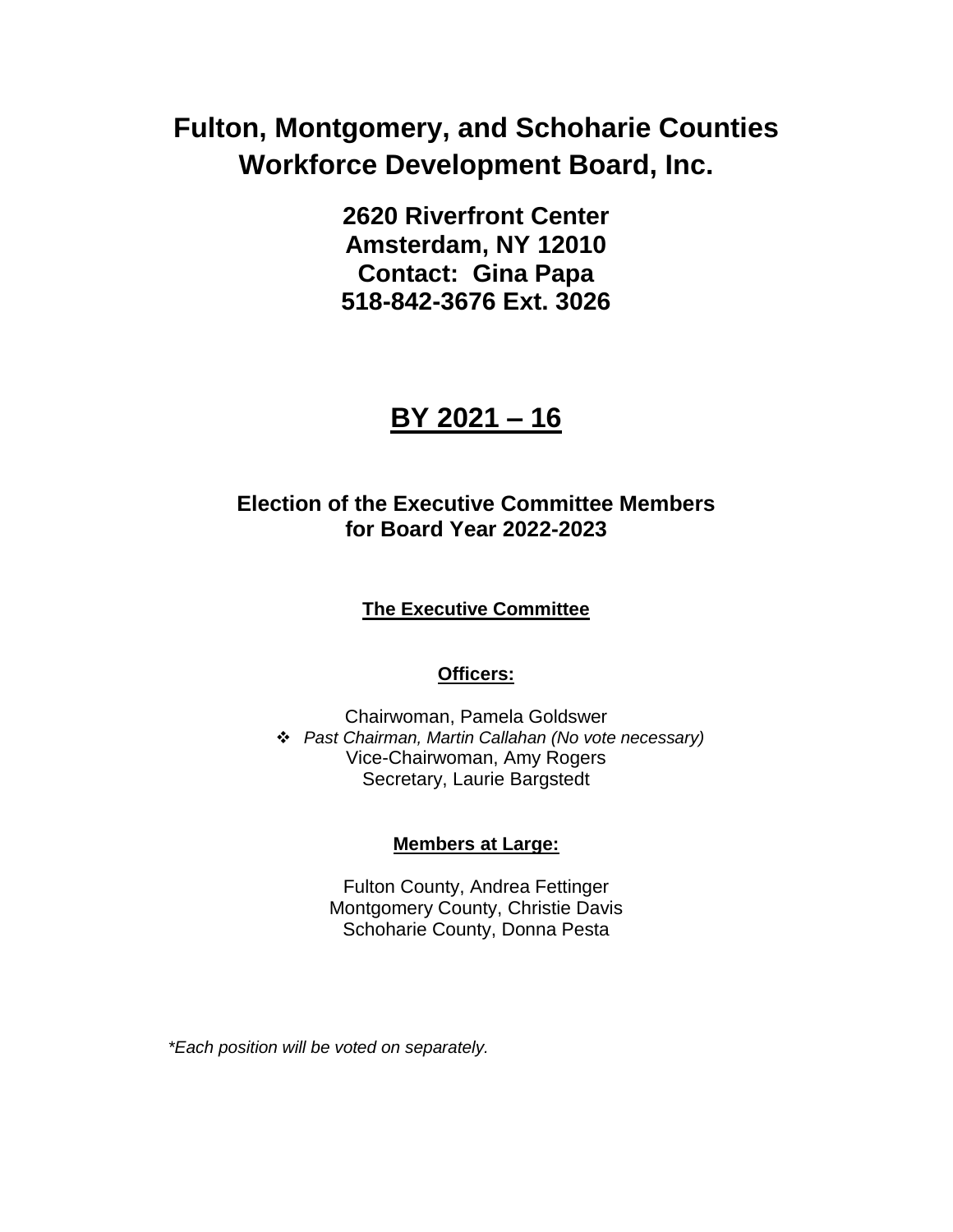# Fulton, Montgomery, and Schoharie Counties Workforce Development Board, Inc.

**2620 Riverfront Center**
**Amsterdam, NY 12010**
**Contact: Gina Papa**
**518-842-3676 Ext. 3026**

## BY 2021 – 16

### Election of the Executive Committee Members for Board Year 2022-2023

**The Executive Committee**

**Officers:**

Chairwoman, Pamela Goldswer

- *Past Chairman, Martin Callahan (No vote necessary)*

Vice-Chairwoman, Amy Rogers
Secretary, Laurie Bargstedt

**Members at Large:**

Fulton County, Andrea Fettinger
Montgomery County, Christie Davis
Schoharie County, Donna Pesta

*\*Each position will be voted on separately.*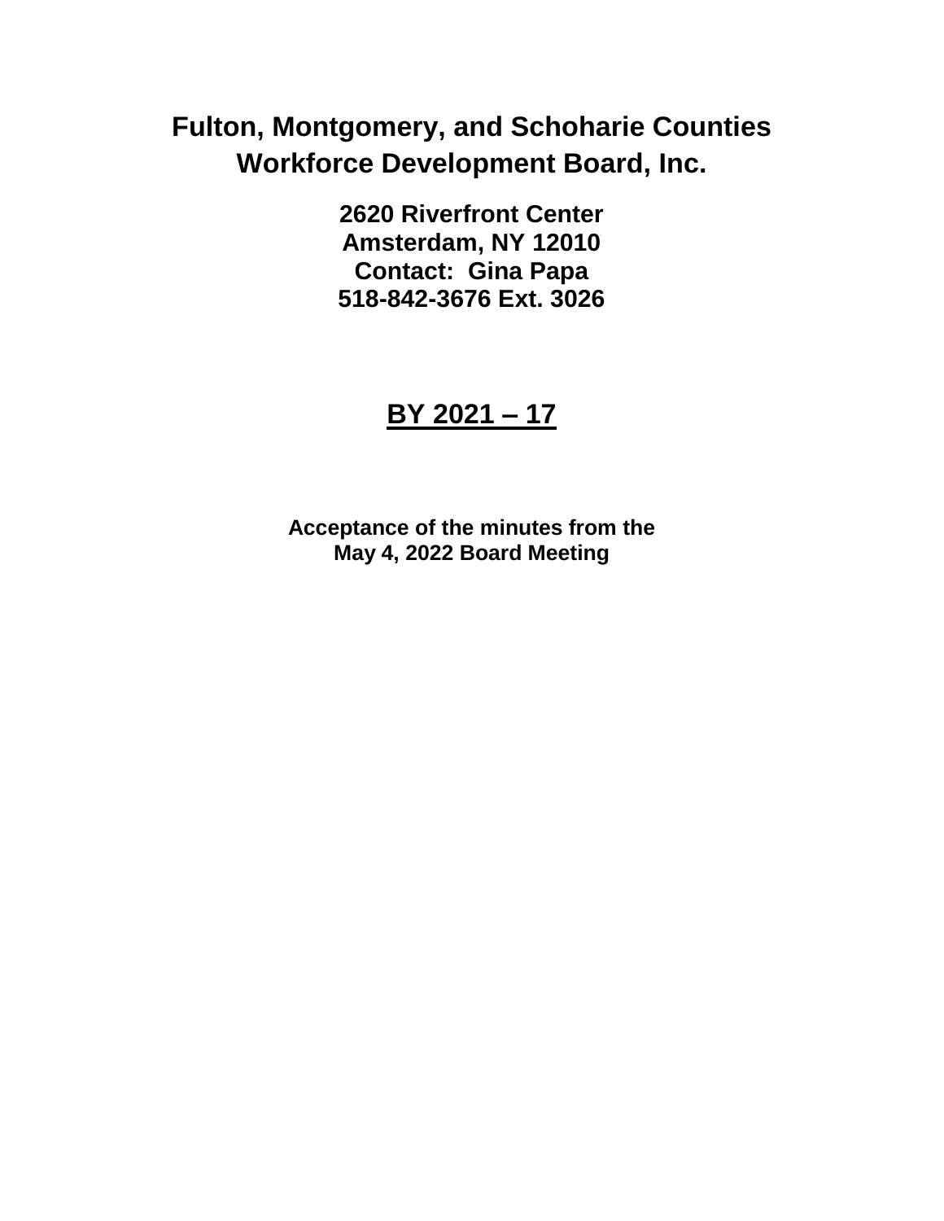# Fulton, Montgomery, and Schoharie Counties Workforce Development Board, Inc.

**2620 Riverfront Center**
**Amsterdam, NY 12010**
**Contact: Gina Papa**
**518-842-3676 Ext. 3026**

## BY 2021 – 17

**Acceptance of the minutes from the May 4, 2022 Board Meeting**